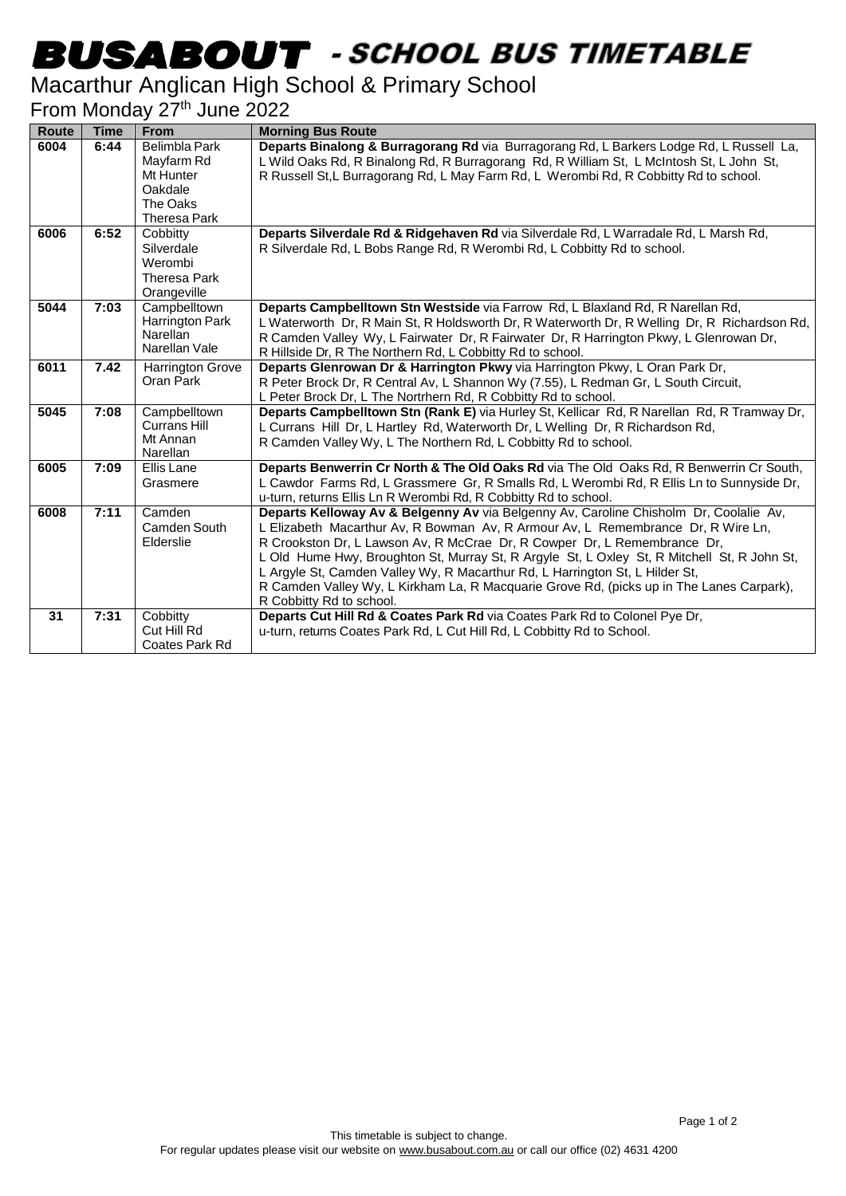# BUSABOUT - SCHOOL BUS TIMETABLE

## Macarthur Anglican High School & Primary School

From Monday 27th June 2022

| Route | Time | From | Morning Bus Route |
|---|---|---|---|
| 6004 | 6:44 | Belimbla Park<br>Mayfarm Rd<br>Mt Hunter<br>Oakdale<br>The Oaks<br>Theresa Park | **Departs Binalong & Burragorang Rd** via Burragorang Rd, L Barkers Lodge Rd, L Russell La, L Wild Oaks Rd, R Binalong Rd, R Burragorang Rd, R William St, L McIntosh St, L John St, R Russell St,L Burragorang Rd, L May Farm Rd, L Werombi Rd, R Cobbitty Rd to school. |
| 6006 | 6:52 | Cobbitty<br>Silverdale<br>Werombi<br>Theresa Park<br>Orangeville | **Departs Silverdale Rd & Ridgehaven Rd** via Silverdale Rd, L Warradale Rd, L Marsh Rd, R Silverdale Rd, L Bobs Range Rd, R Werombi Rd, L Cobbitty Rd to school. |
| 5044 | 7:03 | Campbelltown<br>Harrington Park<br>Narellan<br>Narellan Vale | **Departs Campbelltown Stn Westside** via Farrow Rd, L Blaxland Rd, R Narellan Rd, L Waterworth Dr, R Main St, R Holdsworth Dr, R Waterworth Dr, R Welling Dr, R Richardson Rd, R Camden Valley Wy, L Fairwater Dr, R Fairwater Dr, R Harrington Pkwy, L Glenrowan Dr, R Hillside Dr, R The Northern Rd, L Cobbitty Rd to school. |
| 6011 | 7.42 | Harrington Grove<br>Oran Park | **Departs Glenrowan Dr & Harrington Pkwy** via Harrington Pkwy, L Oran Park Dr, R Peter Brock Dr, R Central Av, L Shannon Wy (7.55), L Redman Gr, L South Circuit, L Peter Brock Dr, L The Nortrhern Rd, R Cobbitty Rd to school. |
| 5045 | 7:08 | Campbelltown<br>Currans Hill<br>Mt Annan<br>Narellan | **Departs Campbelltown Stn (Rank E)** via Hurley St, Kellicar Rd, R Narellan Rd, R Tramway Dr, L Currans Hill Dr, L Hartley Rd, Waterworth Dr, L Welling Dr, R Richardson Rd, R Camden Valley Wy, L The Northern Rd, L Cobbitty Rd to school. |
| 6005 | 7:09 | Ellis Lane<br>Grasmere | **Departs Benwerrin Cr North & The Old Oaks Rd** via The Old Oaks Rd, R Benwerrin Cr South, L Cawdor Farms Rd, L Grassmere Gr, R Smalls Rd, L Werombi Rd, R Ellis Ln to Sunnyside Dr, u-turn, returns Ellis Ln R Werombi Rd, R Cobbitty Rd to school. |
| 6008 | 7:11 | Camden<br>Camden South<br>Elderslie | **Departs Kelloway Av & Belgenny Av** via Belgenny Av, Caroline Chisholm Dr, Coolalie Av, L Elizabeth Macarthur Av, R Bowman Av, R Armour Av, L Remembrance Dr, R Wire Ln, R Crookston Dr, L Lawson Av, R McCrae Dr, R Cowper Dr, L Remembrance Dr, L Old Hume Hwy, Broughton St, Murray St, R Argyle St, L Oxley St, R Mitchell St, R John St, L Argyle St, Camden Valley Wy, R Macarthur Rd, L Harrington St, L Hilder St, R Camden Valley Wy, L Kirkham La, R Macquarie Grove Rd, (picks up in The Lanes Carpark), R Cobbitty Rd to school. |
| 31 | 7:31 | Cobbitty<br>Cut Hill Rd<br>Coates Park Rd | **Departs Cut Hill Rd & Coates Park Rd** via Coates Park Rd to Colonel Pye Dr, u-turn, returns Coates Park Rd, L Cut Hill Rd, L Cobbitty Rd to School. |

This timetable is subject to change.
For regular updates please visit our website on www.busabout.com.au or call our office (02) 4631 4200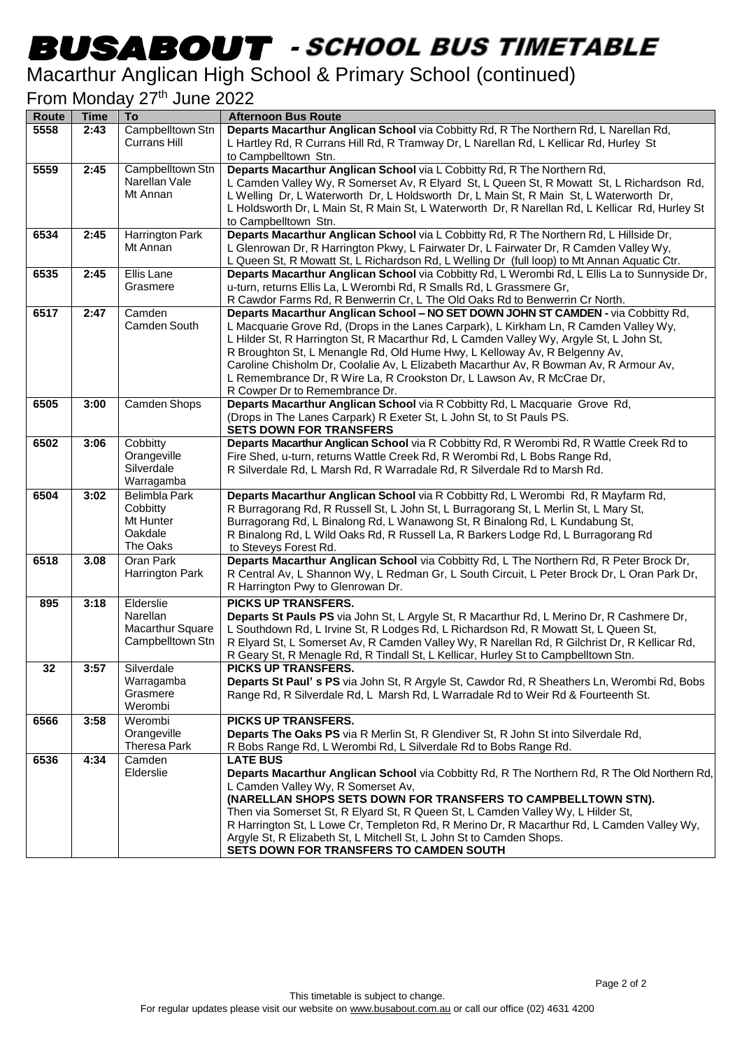# BUSABOUT - SCHOOL BUS TIMETABLE

## Macarthur Anglican High School & Primary School (continued)

From Monday 27th June 2022

| Route | Time | To | Afternoon Bus Route |
|---|---|---|---|
| 5558 | 2:43 | Campbelltown Stn Currans Hill | **Departs Macarthur Anglican School** via Cobbitty Rd, R The Northern Rd, L Narellan Rd, L Hartley Rd, R Currans Hill Rd, R Tramway Dr, L Narellan Rd, L Kellicar Rd, Hurley St to Campbelltown Stn. |
| 5559 | 2:45 | Campbelltown Stn Narellan Vale Mt Annan | **Departs Macarthur Anglican School** via L Cobbitty Rd, R The Northern Rd, L Camden Valley Wy, R Somerset Av, R Elyard St, L Queen St, R Mowatt St, L Richardson Rd, L Welling Dr, L Waterworth Dr, L Holdsworth Dr, L Main St, R Main St, L Waterworth Dr, L Holdsworth Dr, L Main St, R Main St, L Waterworth Dr, R Narellan Rd, L Kellicar Rd, Hurley St to Campbelltown Stn. |
| 6534 | 2:45 | Harrington Park Mt Annan | **Departs Macarthur Anglican School** via L Cobbitty Rd, R The Northern Rd, L Hillside Dr, L Glenrowan Dr, R Harrington Pkwy, L Fairwater Dr, L Fairwater Dr, R Camden Valley Wy, L Queen St, R Mowatt St, L Richardson Rd, L Welling Dr (full loop) to Mt Annan Aquatic Ctr. |
| 6535 | 2:45 | Ellis Lane Grasmere | **Departs Macarthur Anglican School** via Cobbitty Rd, L Werombi Rd, L Ellis La to Sunnyside Dr, u-turn, returns Ellis La, L Werombi Rd, R Smalls Rd, L Grassmere Gr, R Cawdor Farms Rd, R Benwerrin Cr, L The Old Oaks Rd to Benwerrin Cr North. |
| 6517 | 2:47 | Camden Camden South | **Departs Macarthur Anglican School – NO SET DOWN JOHN ST CAMDEN -** via Cobbitty Rd, L Macquarie Grove Rd, (Drops in the Lanes Carpark), L Kirkham Ln, R Camden Valley Wy, L Hilder St, R Harrington St, R Macarthur Rd, L Camden Valley Wy, Argyle St, L John St, R Broughton St, L Menangle Rd, Old Hume Hwy, L Kelloway Av, R Belgenny Av, Caroline Chisholm Dr, Coolalie Av, L Elizabeth Macarthur Av, R Bowman Av, R Armour Av, L Remembrance Dr, R Wire La, R Crookston Dr, L Lawson Av, R McCrae Dr, R Cowper Dr to Remembrance Dr. |
| 6505 | 3:00 | Camden Shops | **Departs Macarthur Anglican School** via R Cobbitty Rd, L Macquarie Grove Rd, (Drops in The Lanes Carpark) R Exeter St, L John St, to St Pauls PS. **SETS DOWN FOR TRANSFERS** |
| 6502 | 3:06 | Cobbitty Orangeville Silverdale Warragamba | **Departs Macarthur Anglican School** via R Cobbitty Rd, R Werombi Rd, R Wattle Creek Rd to Fire Shed, u-turn, returns Wattle Creek Rd, R Werombi Rd, L Bobs Range Rd, R Silverdale Rd, L Marsh Rd, R Warradale Rd, R Silverdale Rd to Marsh Rd. |
| 6504 | 3:02 | Belimbla Park Cobbitty Mt Hunter Oakdale The Oaks | **Departs Macarthur Anglican School** via R Cobbitty Rd, L Werombi Rd, R Mayfarm Rd, R Burragorang Rd, R Russell St, L John St, L Burragorang St, L Merlin St, L Mary St, Burragorang Rd, L Binalong Rd, L Wanawong St, R Binalong Rd, L Kundabung St, R Binalong Rd, L Wild Oaks Rd, R Russell La, R Barkers Lodge Rd, L Burragorang Rd to Steveys Forest Rd. |
| 6518 | 3.08 | Oran Park Harrington Park | **Departs Macarthur Anglican School** via Cobbitty Rd, L The Northern Rd, R Peter Brock Dr, R Central Av, L Shannon Wy, L Redman Gr, L South Circuit, L Peter Brock Dr, L Oran Park Dr, R Harrington Pwy to Glenrowan Dr. |
| 895 | 3:18 | Elderslie Narellan Macarthur Square Campbelltown Stn | **PICKS UP TRANSFERS.** **Departs St Pauls PS** via John St, L Argyle St, R Macarthur Rd, L Merino Dr, R Cashmere Dr, L Southdown Rd, L Irvine St, R Lodges Rd, L Richardson Rd, R Mowatt St, L Queen St, R Elyard St, L Somerset Av, R Camden Valley Wy, R Narellan Rd, R Gilchrist Dr, R Kellicar Rd, R Geary St, R Menagle Rd, R Tindall St, L Kellicar, Hurley St to Campbelltown Stn. |
| 32 | 3:57 | Silverdale Warragamba Grasmere Werombi | **PICKS UP TRANSFERS.** **Departs St Paul' s PS** via John St, R Argyle St, Cawdor Rd, R Sheathers Ln, Werombi Rd, Bobs Range Rd, R Silverdale Rd, L Marsh Rd, L Warradale Rd to Weir Rd & Fourteenth St. |
| 6566 | 3:58 | Werombi Orangeville Theresa Park | **PICKS UP TRANSFERS.** **Departs The Oaks PS** via R Merlin St, R Glendiver St, R John St into Silverdale Rd, R Bobs Range Rd, L Werombi Rd, L Silverdale Rd to Bobs Range Rd. |
| 6536 | 4:34 | Camden Elderslie | **LATE BUS** **Departs Macarthur Anglican School** via Cobbitty Rd, R The Northern Rd, R The Old Northern Rd, L Camden Valley Wy, R Somerset Av, **(NARELLAN SHOPS SETS DOWN FOR TRANSFERS TO CAMPBELLTOWN STN).** Then via Somerset St, R Elyard St, R Queen St, L Camden Valley Wy, L Hilder St, R Harrington St, L Lowe Cr, Templeton Rd, R Merino Dr, R Macarthur Rd, L Camden Valley Wy, Argyle St, R Elizabeth St, L Mitchell St, L John St to Camden Shops. **SETS DOWN FOR TRANSFERS TO CAMDEN SOUTH** |

This timetable is subject to change.

For regular updates please visit our website on www.busabout.com.au or call our office (02) 4631 4200